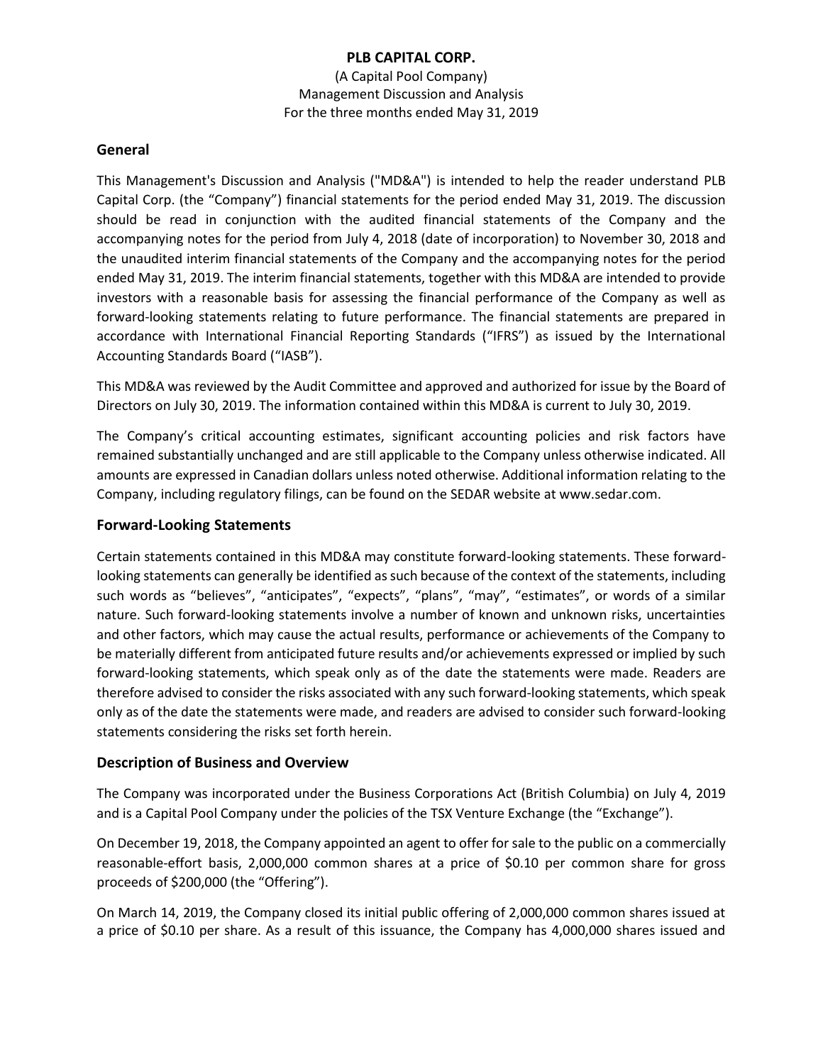**PLB CAPITAL CORP.**

(A Capital Pool Company)
Management Discussion and Analysis
For the three months ended May 31, 2019

## General

This Management's Discussion and Analysis ("MD&A") is intended to help the reader understand PLB Capital Corp. (the "Company") financial statements for the period ended May 31, 2019. The discussion should be read in conjunction with the audited financial statements of the Company and the accompanying notes for the period from July 4, 2018 (date of incorporation) to November 30, 2018 and the unaudited interim financial statements of the Company and the accompanying notes for the period ended May 31, 2019. The interim financial statements, together with this MD&A are intended to provide investors with a reasonable basis for assessing the financial performance of the Company as well as forward-looking statements relating to future performance. The financial statements are prepared in accordance with International Financial Reporting Standards ("IFRS") as issued by the International Accounting Standards Board ("IASB").

This MD&A was reviewed by the Audit Committee and approved and authorized for issue by the Board of Directors on July 30, 2019. The information contained within this MD&A is current to July 30, 2019.

The Company's critical accounting estimates, significant accounting policies and risk factors have remained substantially unchanged and are still applicable to the Company unless otherwise indicated. All amounts are expressed in Canadian dollars unless noted otherwise. Additional information relating to the Company, including regulatory filings, can be found on the SEDAR website at www.sedar.com.

## Forward-Looking Statements

Certain statements contained in this MD&A may constitute forward-looking statements. These forward-looking statements can generally be identified as such because of the context of the statements, including such words as "believes", "anticipates", "expects", "plans", "may", "estimates", or words of a similar nature. Such forward-looking statements involve a number of known and unknown risks, uncertainties and other factors, which may cause the actual results, performance or achievements of the Company to be materially different from anticipated future results and/or achievements expressed or implied by such forward-looking statements, which speak only as of the date the statements were made. Readers are therefore advised to consider the risks associated with any such forward-looking statements, which speak only as of the date the statements were made, and readers are advised to consider such forward-looking statements considering the risks set forth herein.

## Description of Business and Overview

The Company was incorporated under the Business Corporations Act (British Columbia) on July 4, 2019 and is a Capital Pool Company under the policies of the TSX Venture Exchange (the "Exchange").

On December 19, 2018, the Company appointed an agent to offer for sale to the public on a commercially reasonable-effort basis, 2,000,000 common shares at a price of $0.10 per common share for gross proceeds of $200,000 (the "Offering").

On March 14, 2019, the Company closed its initial public offering of 2,000,000 common shares issued at a price of $0.10 per share. As a result of this issuance, the Company has 4,000,000 shares issued and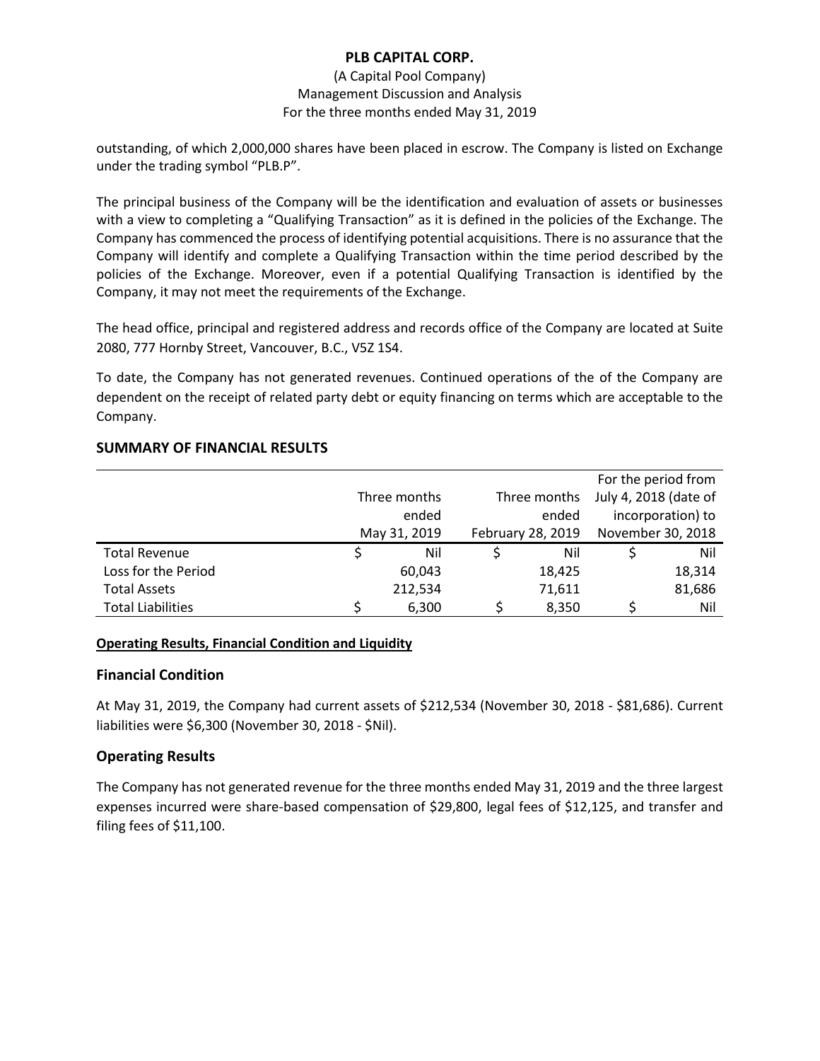outstanding, of which 2,000,000 shares have been placed in escrow. The Company is listed on Exchange under the trading symbol "PLB.P".

The principal business of the Company will be the identification and evaluation of assets or businesses with a view to completing a "Qualifying Transaction" as it is defined in the policies of the Exchange. The Company has commenced the process of identifying potential acquisitions. There is no assurance that the Company will identify and complete a Qualifying Transaction within the time period described by the policies of the Exchange. Moreover, even if a potential Qualifying Transaction is identified by the Company, it may not meet the requirements of the Exchange.

The head office, principal and registered address and records office of the Company are located at Suite 2080, 777 Hornby Street, Vancouver, B.C., V5Z 1S4.

To date, the Company has not generated revenues. Continued operations of the of the Company are dependent on the receipt of related party debt or equity financing on terms which are acceptable to the Company.

## SUMMARY OF FINANCIAL RESULTS

| | Three months ended May 31, 2019 | Three months ended February 28, 2019 | For the period from July 4, 2018 (date of incorporation) to November 30, 2018 |
|---|---|---|---|
| Total Revenue | $ Nil | $ Nil | $ Nil |
| Loss for the Period | 60,043 | 18,425 | 18,314 |
| Total Assets | 212,534 | 71,611 | 81,686 |
| Total Liabilities | $ 6,300 | $ 8,350 | $ Nil |

**Operating Results, Financial Condition and Liquidity**

### Financial Condition

At May 31, 2019, the Company had current assets of $212,534 (November 30, 2018 - $81,686). Current liabilities were $6,300 (November 30, 2018 - $Nil).

### Operating Results

The Company has not generated revenue for the three months ended May 31, 2019 and the three largest expenses incurred were share-based compensation of $29,800, legal fees of $12,125, and transfer and filing fees of $11,100.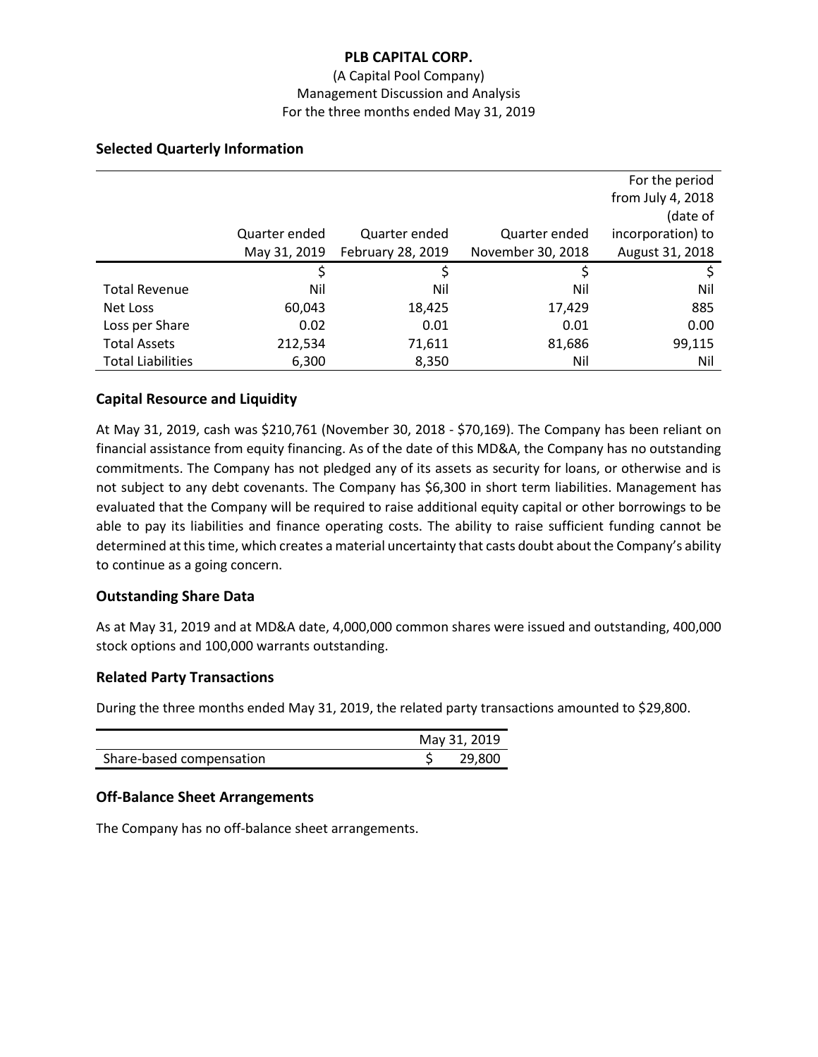**PLB CAPITAL CORP.**

(A Capital Pool Company)
Management Discussion and Analysis
For the three months ended May 31, 2019

## Selected Quarterly Information

| | Quarter ended May 31, 2019 | Quarter ended February 28, 2019 | Quarter ended November 30, 2018 | For the period from July 4, 2018 (date of incorporation) to August 31, 2018 |
|---|---|---|---|---|
| | $ | $ | $ | $ |
| Total Revenue | Nil | Nil | Nil | Nil |
| Net Loss | 60,043 | 18,425 | 17,429 | 885 |
| Loss per Share | 0.02 | 0.01 | 0.01 | 0.00 |
| Total Assets | 212,534 | 71,611 | 81,686 | 99,115 |
| Total Liabilities | 6,300 | 8,350 | Nil | Nil |

## Capital Resource and Liquidity

At May 31, 2019, cash was $210,761 (November 30, 2018 - $70,169). The Company has been reliant on financial assistance from equity financing. As of the date of this MD&A, the Company has no outstanding commitments. The Company has not pledged any of its assets as security for loans, or otherwise and is not subject to any debt covenants. The Company has $6,300 in short term liabilities. Management has evaluated that the Company will be required to raise additional equity capital or other borrowings to be able to pay its liabilities and finance operating costs. The ability to raise sufficient funding cannot be determined at this time, which creates a material uncertainty that casts doubt about the Company's ability to continue as a going concern.

## Outstanding Share Data

As at May 31, 2019 and at MD&A date, 4,000,000 common shares were issued and outstanding, 400,000 stock options and 100,000 warrants outstanding.

## Related Party Transactions

During the three months ended May 31, 2019, the related party transactions amounted to $29,800.

| | May 31, 2019 |
|---|---|
| Share-based compensation | $ 29,800 |

## Off-Balance Sheet Arrangements

The Company has no off-balance sheet arrangements.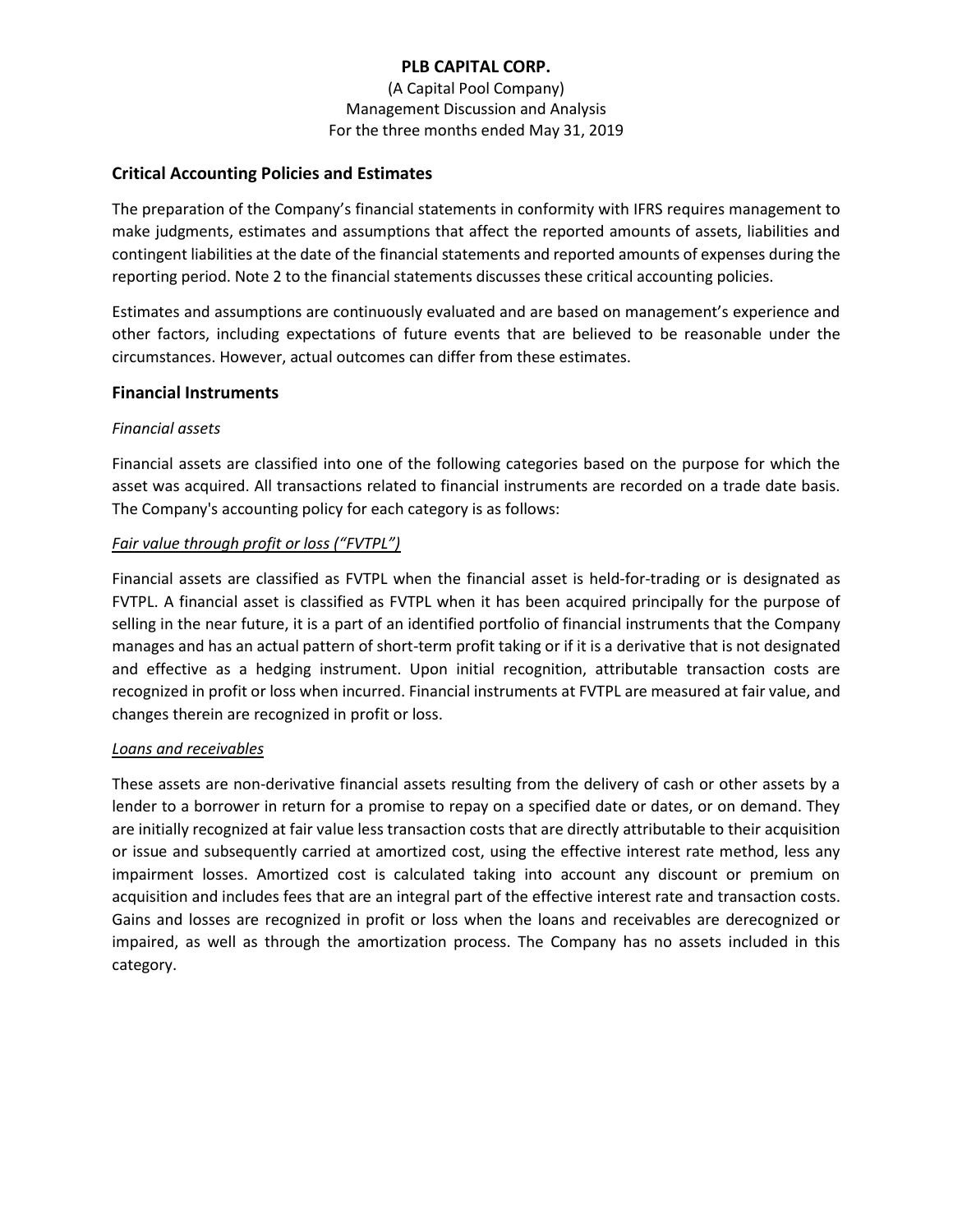## Critical Accounting Policies and Estimates

The preparation of the Company's financial statements in conformity with IFRS requires management to make judgments, estimates and assumptions that affect the reported amounts of assets, liabilities and contingent liabilities at the date of the financial statements and reported amounts of expenses during the reporting period. Note 2 to the financial statements discusses these critical accounting policies.

Estimates and assumptions are continuously evaluated and are based on management's experience and other factors, including expectations of future events that are believed to be reasonable under the circumstances. However, actual outcomes can differ from these estimates.

## Financial Instruments

*Financial assets*

Financial assets are classified into one of the following categories based on the purpose for which the asset was acquired. All transactions related to financial instruments are recorded on a trade date basis. The Company's accounting policy for each category is as follows:

*Fair value through profit or loss ("FVTPL")*

Financial assets are classified as FVTPL when the financial asset is held-for-trading or is designated as FVTPL. A financial asset is classified as FVTPL when it has been acquired principally for the purpose of selling in the near future, it is a part of an identified portfolio of financial instruments that the Company manages and has an actual pattern of short-term profit taking or if it is a derivative that is not designated and effective as a hedging instrument. Upon initial recognition, attributable transaction costs are recognized in profit or loss when incurred. Financial instruments at FVTPL are measured at fair value, and changes therein are recognized in profit or loss.

*Loans and receivables*

These assets are non-derivative financial assets resulting from the delivery of cash or other assets by a lender to a borrower in return for a promise to repay on a specified date or dates, or on demand. They are initially recognized at fair value less transaction costs that are directly attributable to their acquisition or issue and subsequently carried at amortized cost, using the effective interest rate method, less any impairment losses. Amortized cost is calculated taking into account any discount or premium on acquisition and includes fees that are an integral part of the effective interest rate and transaction costs. Gains and losses are recognized in profit or loss when the loans and receivables are derecognized or impaired, as well as through the amortization process. The Company has no assets included in this category.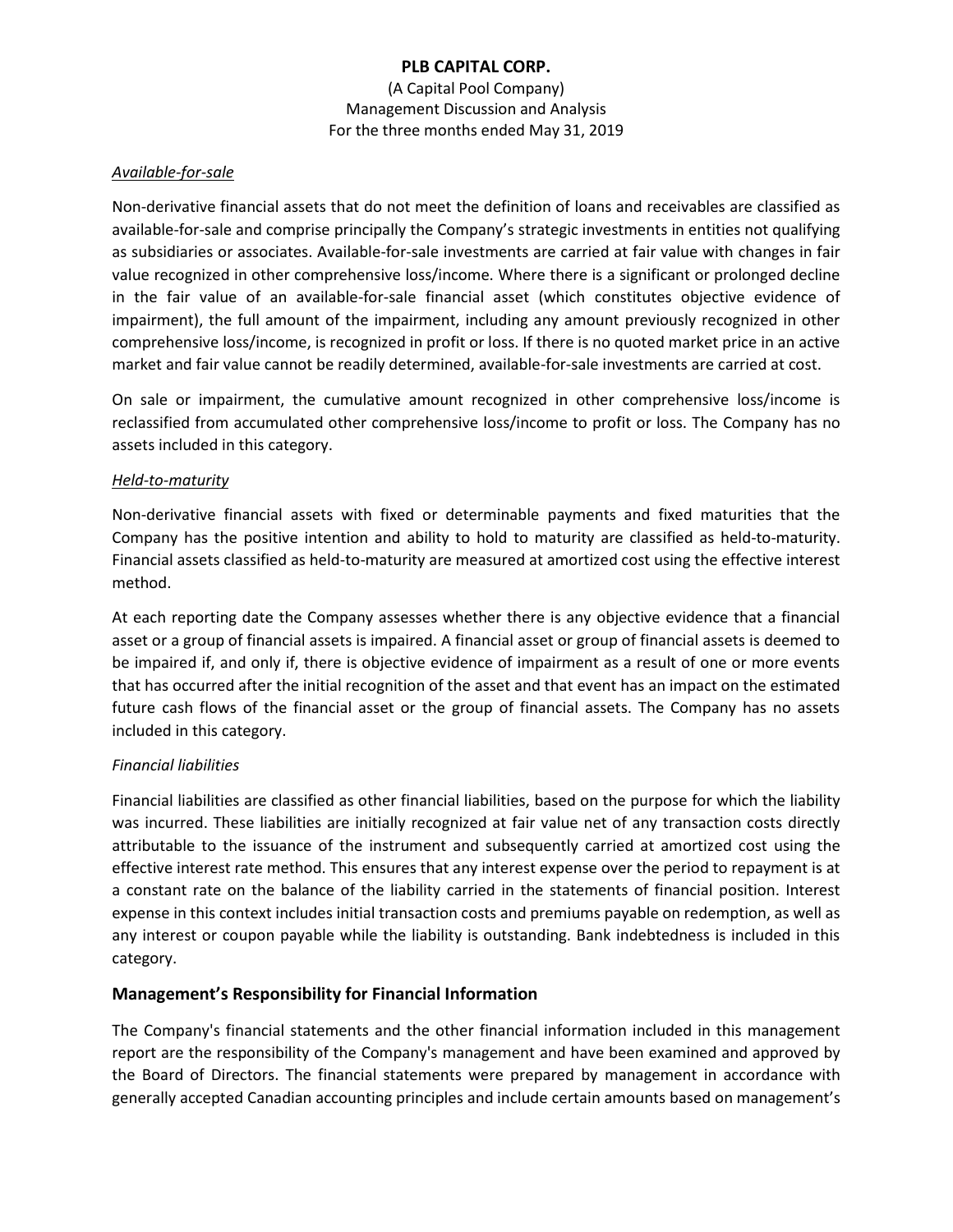*Available-for-sale*

Non-derivative financial assets that do not meet the definition of loans and receivables are classified as available-for-sale and comprise principally the Company's strategic investments in entities not qualifying as subsidiaries or associates. Available-for-sale investments are carried at fair value with changes in fair value recognized in other comprehensive loss/income. Where there is a significant or prolonged decline in the fair value of an available-for-sale financial asset (which constitutes objective evidence of impairment), the full amount of the impairment, including any amount previously recognized in other comprehensive loss/income, is recognized in profit or loss. If there is no quoted market price in an active market and fair value cannot be readily determined, available-for-sale investments are carried at cost.

On sale or impairment, the cumulative amount recognized in other comprehensive loss/income is reclassified from accumulated other comprehensive loss/income to profit or loss. The Company has no assets included in this category.

*Held-to-maturity*

Non-derivative financial assets with fixed or determinable payments and fixed maturities that the Company has the positive intention and ability to hold to maturity are classified as held-to-maturity. Financial assets classified as held-to-maturity are measured at amortized cost using the effective interest method.

At each reporting date the Company assesses whether there is any objective evidence that a financial asset or a group of financial assets is impaired. A financial asset or group of financial assets is deemed to be impaired if, and only if, there is objective evidence of impairment as a result of one or more events that has occurred after the initial recognition of the asset and that event has an impact on the estimated future cash flows of the financial asset or the group of financial assets. The Company has no assets included in this category.

*Financial liabilities*

Financial liabilities are classified as other financial liabilities, based on the purpose for which the liability was incurred. These liabilities are initially recognized at fair value net of any transaction costs directly attributable to the issuance of the instrument and subsequently carried at amortized cost using the effective interest rate method. This ensures that any interest expense over the period to repayment is at a constant rate on the balance of the liability carried in the statements of financial position. Interest expense in this context includes initial transaction costs and premiums payable on redemption, as well as any interest or coupon payable while the liability is outstanding. Bank indebtedness is included in this category.

## Management's Responsibility for Financial Information

The Company's financial statements and the other financial information included in this management report are the responsibility of the Company's management and have been examined and approved by the Board of Directors. The financial statements were prepared by management in accordance with generally accepted Canadian accounting principles and include certain amounts based on management's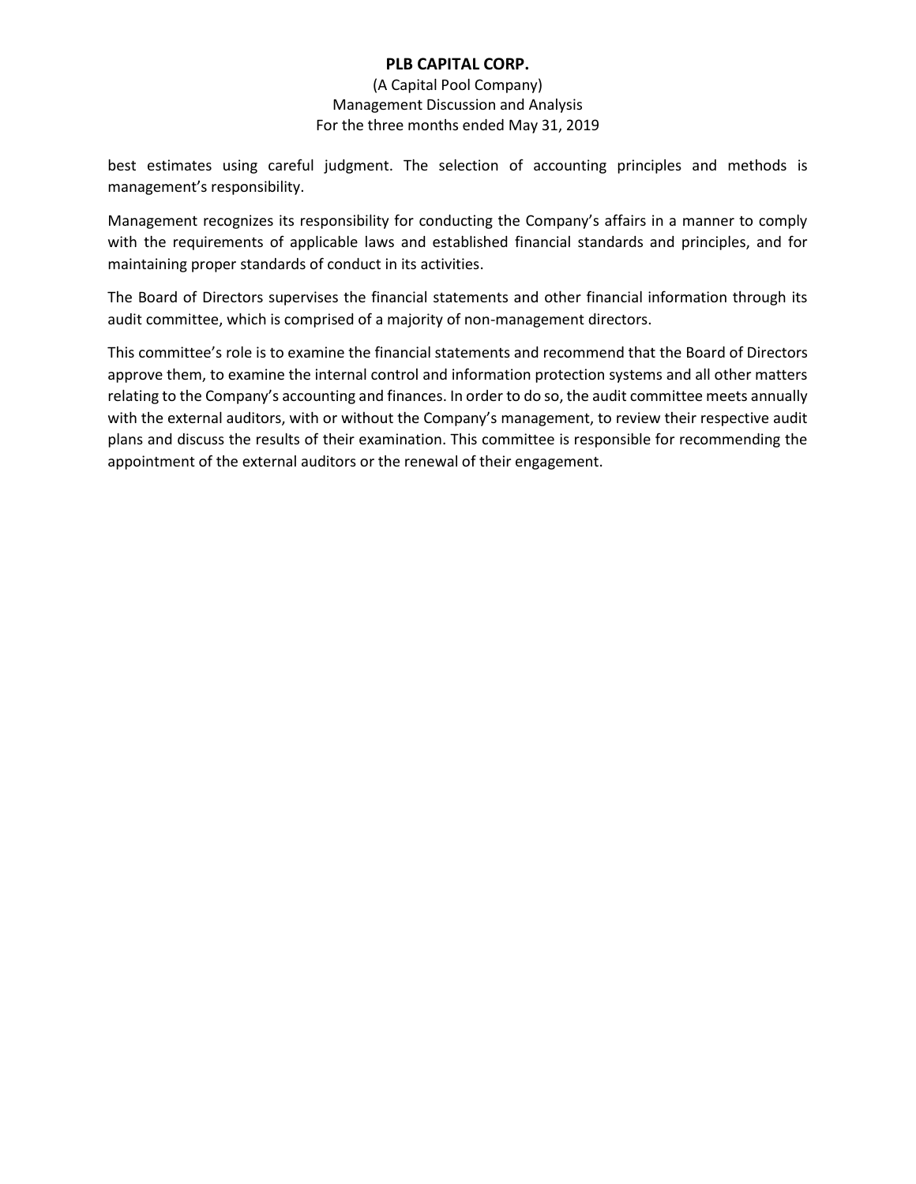best estimates using careful judgment. The selection of accounting principles and methods is management's responsibility.

Management recognizes its responsibility for conducting the Company's affairs in a manner to comply with the requirements of applicable laws and established financial standards and principles, and for maintaining proper standards of conduct in its activities.

The Board of Directors supervises the financial statements and other financial information through its audit committee, which is comprised of a majority of non-management directors.

This committee's role is to examine the financial statements and recommend that the Board of Directors approve them, to examine the internal control and information protection systems and all other matters relating to the Company's accounting and finances. In order to do so, the audit committee meets annually with the external auditors, with or without the Company's management, to review their respective audit plans and discuss the results of their examination. This committee is responsible for recommending the appointment of the external auditors or the renewal of their engagement.